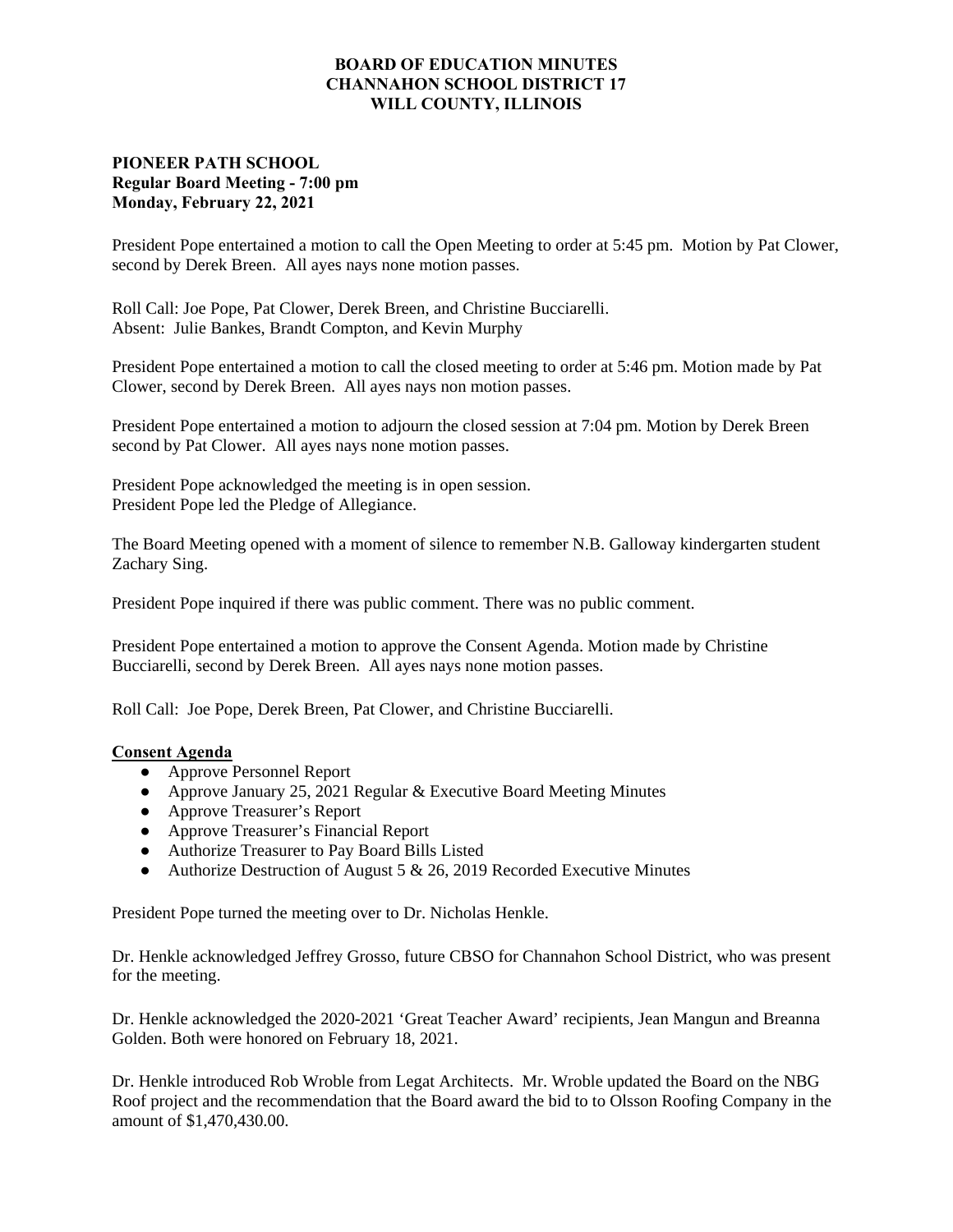**BOARD OF EDUCATION MINUTES**
**CHANNAHON SCHOOL DISTRICT 17**
**WILL COUNTY, ILLINOIS**

**PIONEER PATH SCHOOL**
**Regular Board Meeting - 7:00 pm**
**Monday, February 22, 2021**

President Pope entertained a motion to call the Open Meeting to order at 5:45 pm. Motion by Pat Clower, second by Derek Breen. All ayes nays none motion passes.

Roll Call: Joe Pope, Pat Clower, Derek Breen, and Christine Bucciarelli.
Absent: Julie Bankes, Brandt Compton, and Kevin Murphy

President Pope entertained a motion to call the closed meeting to order at 5:46 pm. Motion made by Pat Clower, second by Derek Breen. All ayes nays non motion passes.

President Pope entertained a motion to adjourn the closed session at 7:04 pm. Motion by Derek Breen second by Pat Clower. All ayes nays none motion passes.

President Pope acknowledged the meeting is in open session.
President Pope led the Pledge of Allegiance.

The Board Meeting opened with a moment of silence to remember N.B. Galloway kindergarten student Zachary Sing.

President Pope inquired if there was public comment. There was no public comment.

President Pope entertained a motion to approve the Consent Agenda. Motion made by Christine Bucciarelli, second by Derek Breen. All ayes nays none motion passes.

Roll Call: Joe Pope, Derek Breen, Pat Clower, and Christine Bucciarelli.

**Consent Agenda**

- Approve Personnel Report
- Approve January 25, 2021 Regular & Executive Board Meeting Minutes
- Approve Treasurer's Report
- Approve Treasurer's Financial Report
- Authorize Treasurer to Pay Board Bills Listed
- Authorize Destruction of August 5 & 26, 2019 Recorded Executive Minutes

President Pope turned the meeting over to Dr. Nicholas Henkle.

Dr. Henkle acknowledged Jeffrey Grosso, future CBSO for Channahon School District, who was present for the meeting.

Dr. Henkle acknowledged the 2020-2021 'Great Teacher Award' recipients, Jean Mangun and Breanna Golden. Both were honored on February 18, 2021.

Dr. Henkle introduced Rob Wroble from Legat Architects. Mr. Wroble updated the Board on the NBG Roof project and the recommendation that the Board award the bid to to Olsson Roofing Company in the amount of $1,470,430.00.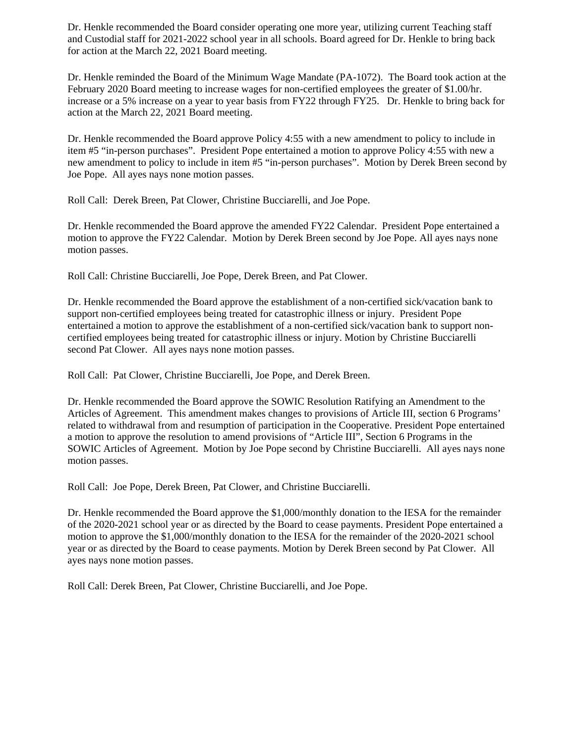Dr. Henkle recommended the Board consider operating one more year, utilizing current Teaching staff and Custodial staff for 2021-2022 school year in all schools. Board agreed for Dr. Henkle to bring back for action at the March 22, 2021 Board meeting.

Dr. Henkle reminded the Board of the Minimum Wage Mandate (PA-1072). The Board took action at the February 2020 Board meeting to increase wages for non-certified employees the greater of $1.00/hr. increase or a 5% increase on a year to year basis from FY22 through FY25. Dr. Henkle to bring back for action at the March 22, 2021 Board meeting.

Dr. Henkle recommended the Board approve Policy 4:55 with a new amendment to policy to include in item #5 "in-person purchases". President Pope entertained a motion to approve Policy 4:55 with new a new amendment to policy to include in item #5 "in-person purchases". Motion by Derek Breen second by Joe Pope. All ayes nays none motion passes.

Roll Call: Derek Breen, Pat Clower, Christine Bucciarelli, and Joe Pope.

Dr. Henkle recommended the Board approve the amended FY22 Calendar. President Pope entertained a motion to approve the FY22 Calendar. Motion by Derek Breen second by Joe Pope. All ayes nays none motion passes.

Roll Call: Christine Bucciarelli, Joe Pope, Derek Breen, and Pat Clower.

Dr. Henkle recommended the Board approve the establishment of a non-certified sick/vacation bank to support non-certified employees being treated for catastrophic illness or injury. President Pope entertained a motion to approve the establishment of a non-certified sick/vacation bank to support non-certified employees being treated for catastrophic illness or injury. Motion by Christine Bucciarelli second Pat Clower. All ayes nays none motion passes.

Roll Call: Pat Clower, Christine Bucciarelli, Joe Pope, and Derek Breen.

Dr. Henkle recommended the Board approve the SOWIC Resolution Ratifying an Amendment to the Articles of Agreement. This amendment makes changes to provisions of Article III, section 6 Programs' related to withdrawal from and resumption of participation in the Cooperative. President Pope entertained a motion to approve the resolution to amend provisions of "Article III", Section 6 Programs in the SOWIC Articles of Agreement. Motion by Joe Pope second by Christine Bucciarelli. All ayes nays none motion passes.

Roll Call: Joe Pope, Derek Breen, Pat Clower, and Christine Bucciarelli.

Dr. Henkle recommended the Board approve the $1,000/monthly donation to the IESA for the remainder of the 2020-2021 school year or as directed by the Board to cease payments. President Pope entertained a motion to approve the $1,000/monthly donation to the IESA for the remainder of the 2020-2021 school year or as directed by the Board to cease payments. Motion by Derek Breen second by Pat Clower. All ayes nays none motion passes.

Roll Call: Derek Breen, Pat Clower, Christine Bucciarelli, and Joe Pope.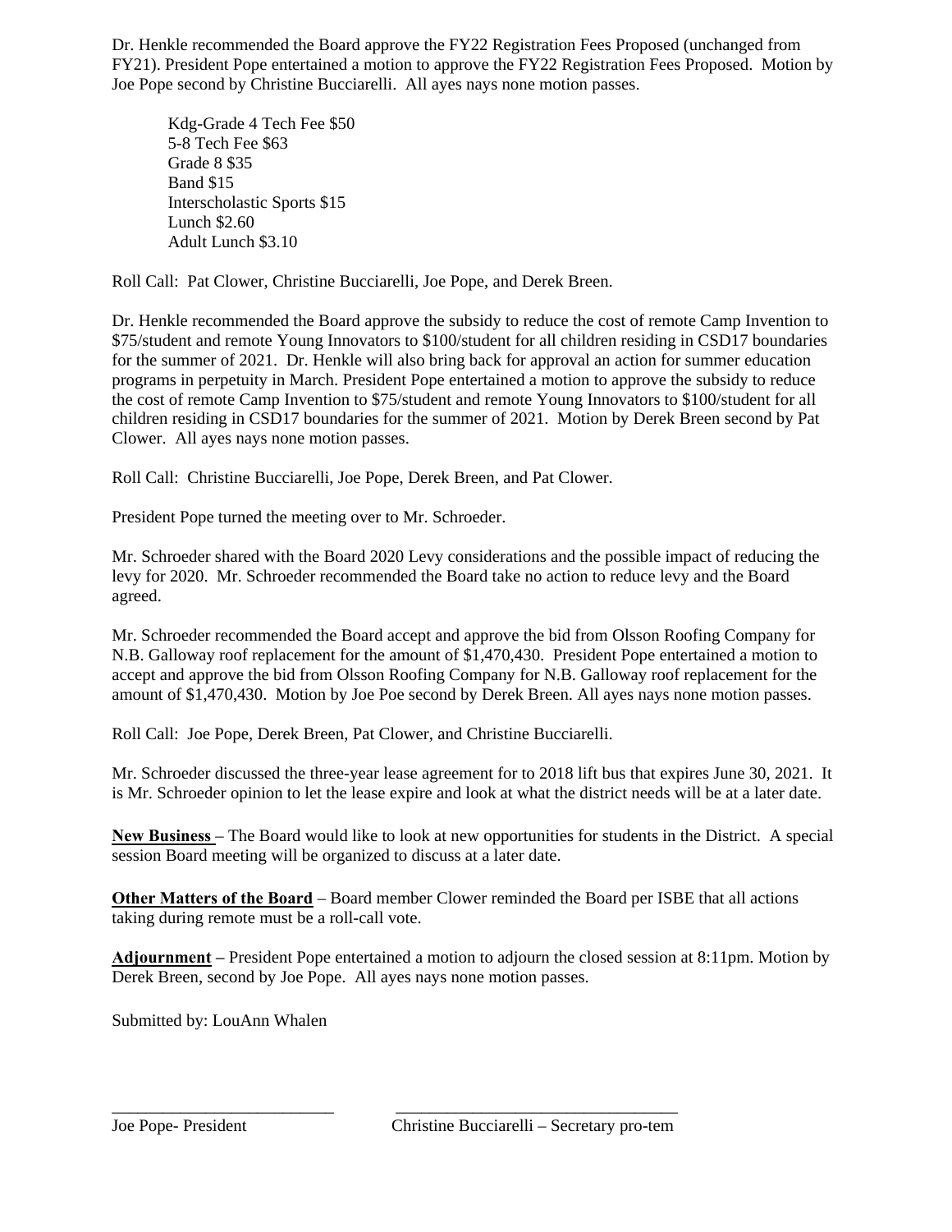Dr. Henkle recommended the Board approve the FY22 Registration Fees Proposed (unchanged from FY21). President Pope entertained a motion to approve the FY22 Registration Fees Proposed. Motion by Joe Pope second by Christine Bucciarelli. All ayes nays none motion passes.

Kdg-Grade 4 Tech Fee $50
5-8 Tech Fee $63
Grade 8 $35
Band $15
Interscholastic Sports $15
Lunch $2.60
Adult Lunch $3.10

Roll Call: Pat Clower, Christine Bucciarelli, Joe Pope, and Derek Breen.

Dr. Henkle recommended the Board approve the subsidy to reduce the cost of remote Camp Invention to $75/student and remote Young Innovators to $100/student for all children residing in CSD17 boundaries for the summer of 2021. Dr. Henkle will also bring back for approval an action for summer education programs in perpetuity in March. President Pope entertained a motion to approve the subsidy to reduce the cost of remote Camp Invention to $75/student and remote Young Innovators to $100/student for all children residing in CSD17 boundaries for the summer of 2021. Motion by Derek Breen second by Pat Clower. All ayes nays none motion passes.

Roll Call: Christine Bucciarelli, Joe Pope, Derek Breen, and Pat Clower.

President Pope turned the meeting over to Mr. Schroeder.

Mr. Schroeder shared with the Board 2020 Levy considerations and the possible impact of reducing the levy for 2020. Mr. Schroeder recommended the Board take no action to reduce levy and the Board agreed.

Mr. Schroeder recommended the Board accept and approve the bid from Olsson Roofing Company for N.B. Galloway roof replacement for the amount of $1,470,430. President Pope entertained a motion to accept and approve the bid from Olsson Roofing Company for N.B. Galloway roof replacement for the amount of $1,470,430. Motion by Joe Poe second by Derek Breen. All ayes nays none motion passes.

Roll Call: Joe Pope, Derek Breen, Pat Clower, and Christine Bucciarelli.

Mr. Schroeder discussed the three-year lease agreement for to 2018 lift bus that expires June 30, 2021. It is Mr. Schroeder opinion to let the lease expire and look at what the district needs will be at a later date.

**New Business** – The Board would like to look at new opportunities for students in the District. A special session Board meeting will be organized to discuss at a later date.

**Other Matters of the Board** – Board member Clower reminded the Board per ISBE that all actions taking during remote must be a roll-call vote.

**Adjournment** – President Pope entertained a motion to adjourn the closed session at 8:11pm. Motion by Derek Breen, second by Joe Pope. All ayes nays none motion passes.

Submitted by: LouAnn Whalen

\_\_\_\_\_\_\_\_\_\_\_\_\_\_\_\_\_\_\_\_\_\_\_\_\_\_\_ \_\_\_\_\_\_\_\_\_\_\_\_\_\_\_\_\_\_\_\_\_\_\_\_\_\_\_\_\_\_\_\_\_\_

Joe Pope- President Christine Bucciarelli – Secretary pro-tem